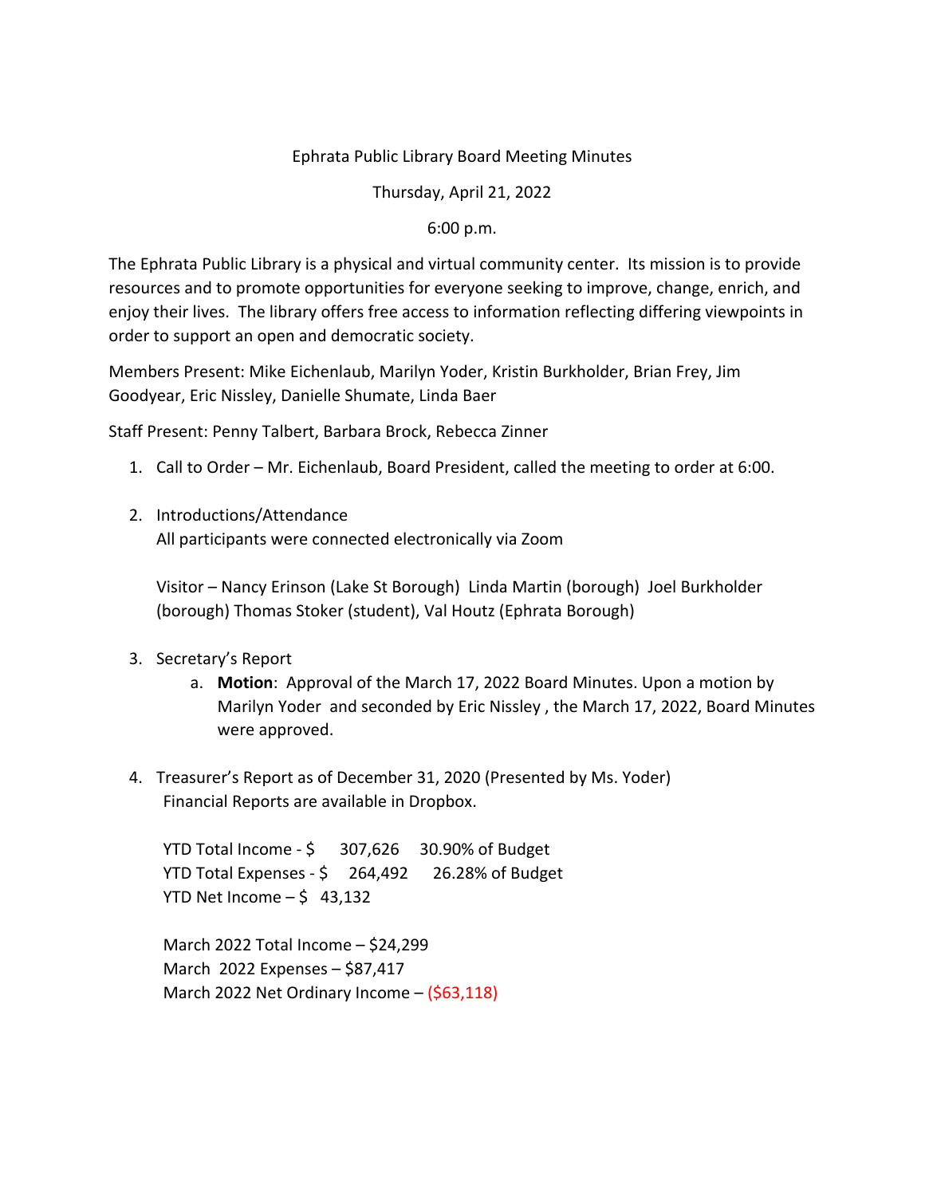Ephrata Public Library Board Meeting Minutes

Thursday, April 21, 2022

6:00 p.m.

The Ephrata Public Library is a physical and virtual community center. Its mission is to provide resources and to promote opportunities for everyone seeking to improve, change, enrich, and enjoy their lives. The library offers free access to information reflecting differing viewpoints in order to support an open and democratic society.

Members Present: Mike Eichenlaub, Marilyn Yoder, Kristin Burkholder, Brian Frey, Jim Goodyear, Eric Nissley, Danielle Shumate, Linda Baer

Staff Present: Penny Talbert, Barbara Brock, Rebecca Zinner

1. Call to Order – Mr. Eichenlaub, Board President, called the meeting to order at 6:00.

2. Introductions/Attendance
   All participants were connected electronically via Zoom

   Visitor – Nancy Erinson (Lake St Borough) Linda Martin (borough) Joel Burkholder (borough) Thomas Stoker (student), Val Houtz (Ephrata Borough)

3. Secretary's Report
   a. **Motion**: Approval of the March 17, 2022 Board Minutes. Upon a motion by Marilyn Yoder and seconded by Eric Nissley , the March 17, 2022, Board Minutes were approved.

4. Treasurer's Report as of December 31, 2020 (Presented by Ms. Yoder)
   Financial Reports are available in Dropbox.

   YTD Total Income - $ 307,626 30.90% of Budget
   YTD Total Expenses - $ 264,492 26.28% of Budget
   YTD Net Income – $ 43,132

   March 2022 Total Income – $24,299
   March 2022 Expenses – $87,417
   March 2022 Net Ordinary Income – ($63,118)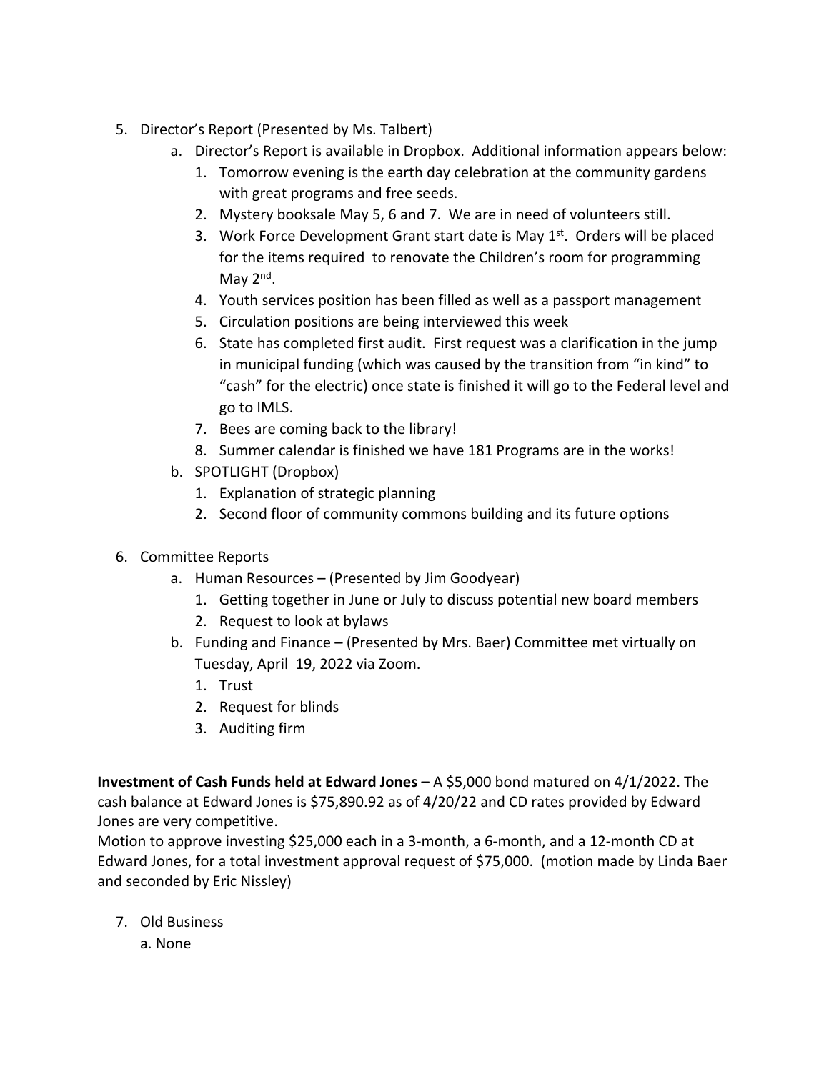5. Director's Report (Presented by Ms. Talbert)
    a. Director's Report is available in Dropbox. Additional information appears below:
        1. Tomorrow evening is the earth day celebration at the community gardens with great programs and free seeds.
        2. Mystery booksale May 5, 6 and 7. We are in need of volunteers still.
        3. Work Force Development Grant start date is May 1st. Orders will be placed for the items required to renovate the Children's room for programming May 2nd.
        4. Youth services position has been filled as well as a passport management
        5. Circulation positions are being interviewed this week
        6. State has completed first audit. First request was a clarification in the jump in municipal funding (which was caused by the transition from "in kind" to "cash" for the electric) once state is finished it will go to the Federal level and go to IMLS.
        7. Bees are coming back to the library!
        8. Summer calendar is finished we have 181 Programs are in the works!
    b. SPOTLIGHT (Dropbox)
        1. Explanation of strategic planning
        2. Second floor of community commons building and its future options

6. Committee Reports
    a. Human Resources – (Presented by Jim Goodyear)
        1. Getting together in June or July to discuss potential new board members
        2. Request to look at bylaws
    b. Funding and Finance – (Presented by Mrs. Baer) Committee met virtually on Tuesday, April 19, 2022 via Zoom.
        1. Trust
        2. Request for blinds
        3. Auditing firm

**Investment of Cash Funds held at Edward Jones –** A $5,000 bond matured on 4/1/2022. The cash balance at Edward Jones is $75,890.92 as of 4/20/22 and CD rates provided by Edward Jones are very competitive.
Motion to approve investing $25,000 each in a 3-month, a 6-month, and a 12-month CD at Edward Jones, for a total investment approval request of $75,000. (motion made by Linda Baer and seconded by Eric Nissley)

7. Old Business
    a. None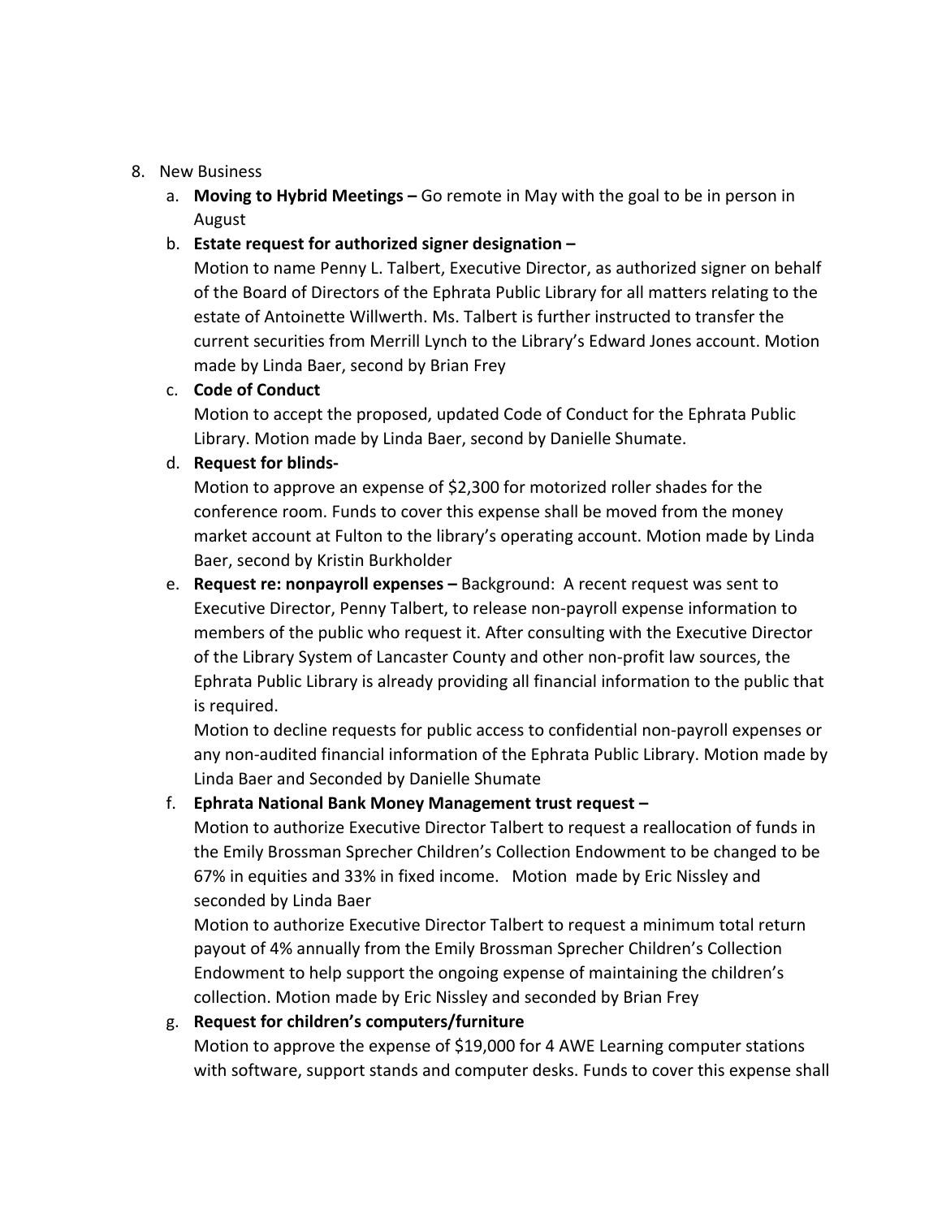8. New Business

   a. **Moving to Hybrid Meetings –** Go remote in May with the goal to be in person in August

   b. **Estate request for authorized signer designation –**
      Motion to name Penny L. Talbert, Executive Director, as authorized signer on behalf of the Board of Directors of the Ephrata Public Library for all matters relating to the estate of Antoinette Willwerth. Ms. Talbert is further instructed to transfer the current securities from Merrill Lynch to the Library's Edward Jones account. Motion made by Linda Baer, second by Brian Frey

   c. **Code of Conduct**
      Motion to accept the proposed, updated Code of Conduct for the Ephrata Public Library. Motion made by Linda Baer, second by Danielle Shumate.

   d. **Request for blinds-**
      Motion to approve an expense of $2,300 for motorized roller shades for the conference room. Funds to cover this expense shall be moved from the money market account at Fulton to the library's operating account. Motion made by Linda Baer, second by Kristin Burkholder

   e. **Request re: nonpayroll expenses –** Background: A recent request was sent to Executive Director, Penny Talbert, to release non-payroll expense information to members of the public who request it. After consulting with the Executive Director of the Library System of Lancaster County and other non-profit law sources, the Ephrata Public Library is already providing all financial information to the public that is required.
      Motion to decline requests for public access to confidential non-payroll expenses or any non-audited financial information of the Ephrata Public Library. Motion made by Linda Baer and Seconded by Danielle Shumate

   f. **Ephrata National Bank Money Management trust request –**
      Motion to authorize Executive Director Talbert to request a reallocation of funds in the Emily Brossman Sprecher Children's Collection Endowment to be changed to be 67% in equities and 33% in fixed income. Motion made by Eric Nissley and seconded by Linda Baer
      Motion to authorize Executive Director Talbert to request a minimum total return payout of 4% annually from the Emily Brossman Sprecher Children's Collection Endowment to help support the ongoing expense of maintaining the children's collection. Motion made by Eric Nissley and seconded by Brian Frey

   g. **Request for children's computers/furniture**
      Motion to approve the expense of $19,000 for 4 AWE Learning computer stations with software, support stands and computer desks. Funds to cover this expense shall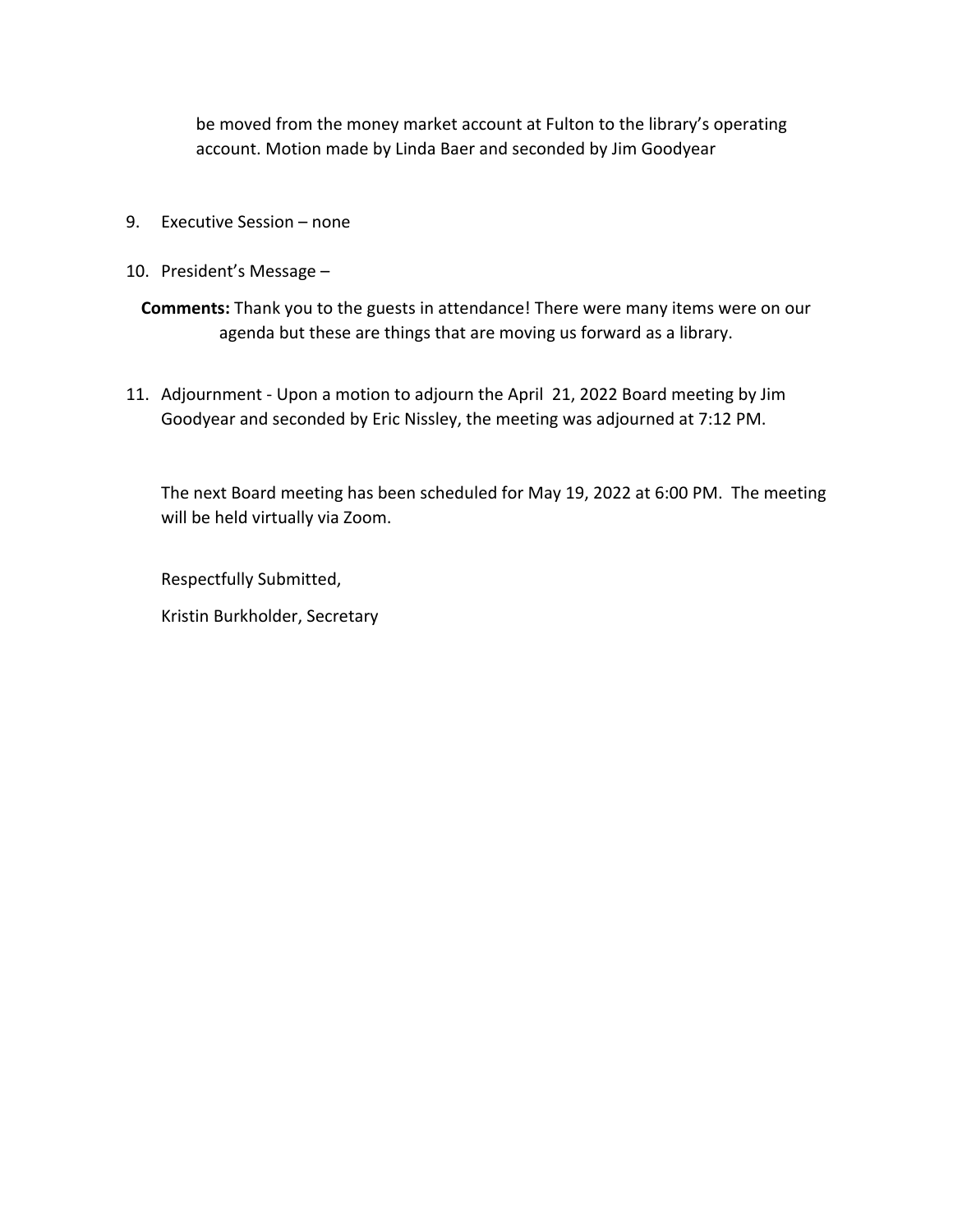be moved from the money market account at Fulton to the library's operating account. Motion made by Linda Baer and seconded by Jim Goodyear

9. Executive Session – none

10. President's Message –

**Comments:** Thank you to the guests in attendance! There were many items were on our agenda but these are things that are moving us forward as a library.

11. Adjournment - Upon a motion to adjourn the April 21, 2022 Board meeting by Jim Goodyear and seconded by Eric Nissley, the meeting was adjourned at 7:12 PM.

The next Board meeting has been scheduled for May 19, 2022 at 6:00 PM. The meeting will be held virtually via Zoom.

Respectfully Submitted,

Kristin Burkholder, Secretary